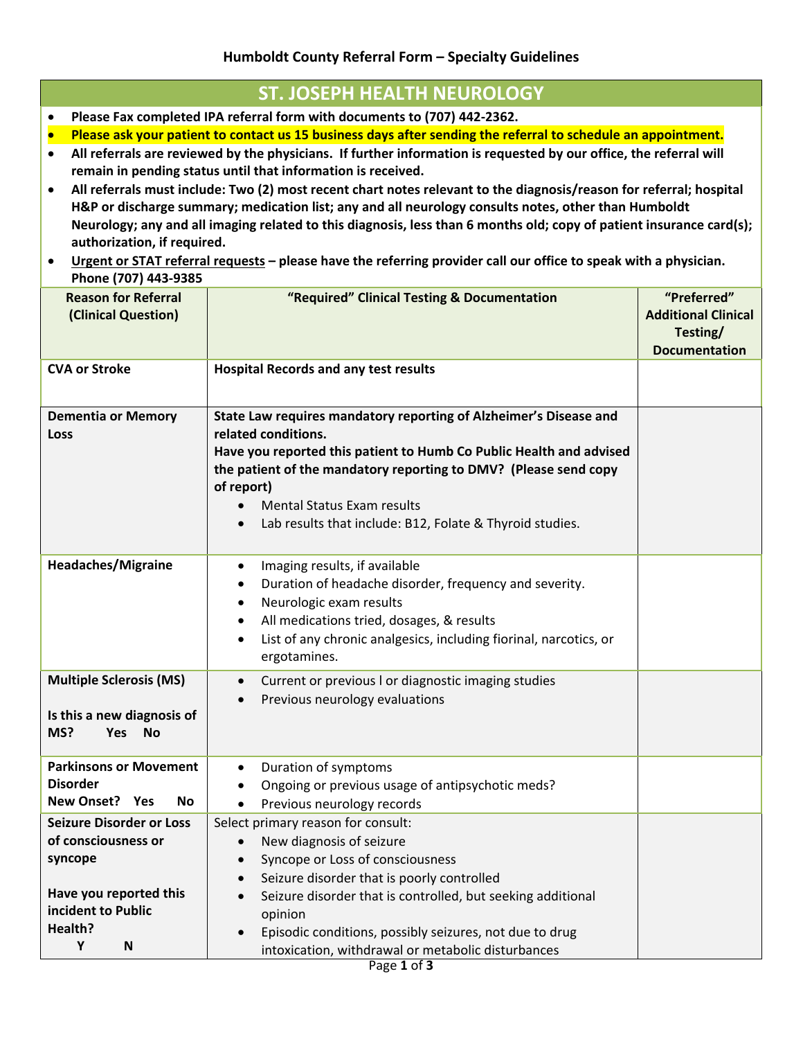**Humboldt County Referral Form – Specialty Guidelines**

# ST. JOSEPH HEALTH NEUROLOGY

- **Please Fax completed IPA referral form with documents to (707) 442-2362.**
- **Please ask your patient to contact us 15 business days after sending the referral to schedule an appointment.**
- **All referrals are reviewed by the physicians. If further information is requested by our office, the referral will remain in pending status until that information is received.**
- **All referrals must include: Two (2) most recent chart notes relevant to the diagnosis/reason for referral; hospital H&P or discharge summary; medication list; any and all neurology consults notes, other than Humboldt Neurology; any and all imaging related to this diagnosis, less than 6 months old; copy of patient insurance card(s); authorization, if required.**
- **Urgent or STAT referral requests – please have the referring provider call our office to speak with a physician. Phone (707) 443-9385**

| Reason for Referral (Clinical Question) | "Required" Clinical Testing & Documentation | "Preferred" Additional Clinical Testing/ Documentation |
|---|---|---|
| **CVA or Stroke** | **Hospital Records and any test results** | |
| **Dementia or Memory Loss** | **State Law requires mandatory reporting of Alzheimer's Disease and related conditions.** **Have you reported this patient to Humb Co Public Health and advised the patient of the mandatory reporting to DMV? (Please send copy of report)** <br> • Mental Status Exam results <br> • Lab results that include: B12, Folate & Thyroid studies. | |
| **Headaches/Migraine** | • Imaging results, if available <br> • Duration of headache disorder, frequency and severity. <br> • Neurologic exam results <br> • All medications tried, dosages, & results <br> • List of any chronic analgesics, including fiorinal, narcotics, or ergotamines. | |
| **Multiple Sclerosis (MS)** <br><br> **Is this a new diagnosis of MS? Yes No** | • Current or previous l or diagnostic imaging studies <br> • Previous neurology evaluations | |
| **Parkinsons or Movement Disorder** <br> **New Onset? Yes No** | • Duration of symptoms <br> • Ongoing or previous usage of antipsychotic meds? <br> • Previous neurology records | |
| **Seizure Disorder or Loss of consciousness or syncope** <br><br> **Have you reported this incident to Public Health?** <br> **Y N** | Select primary reason for consult: <br> • New diagnosis of seizure <br> • Syncope or Loss of consciousness <br> • Seizure disorder that is poorly controlled <br> • Seizure disorder that is controlled, but seeking additional opinion <br> • Episodic conditions, possibly seizures, not due to drug intoxication, withdrawal or metabolic disturbances | |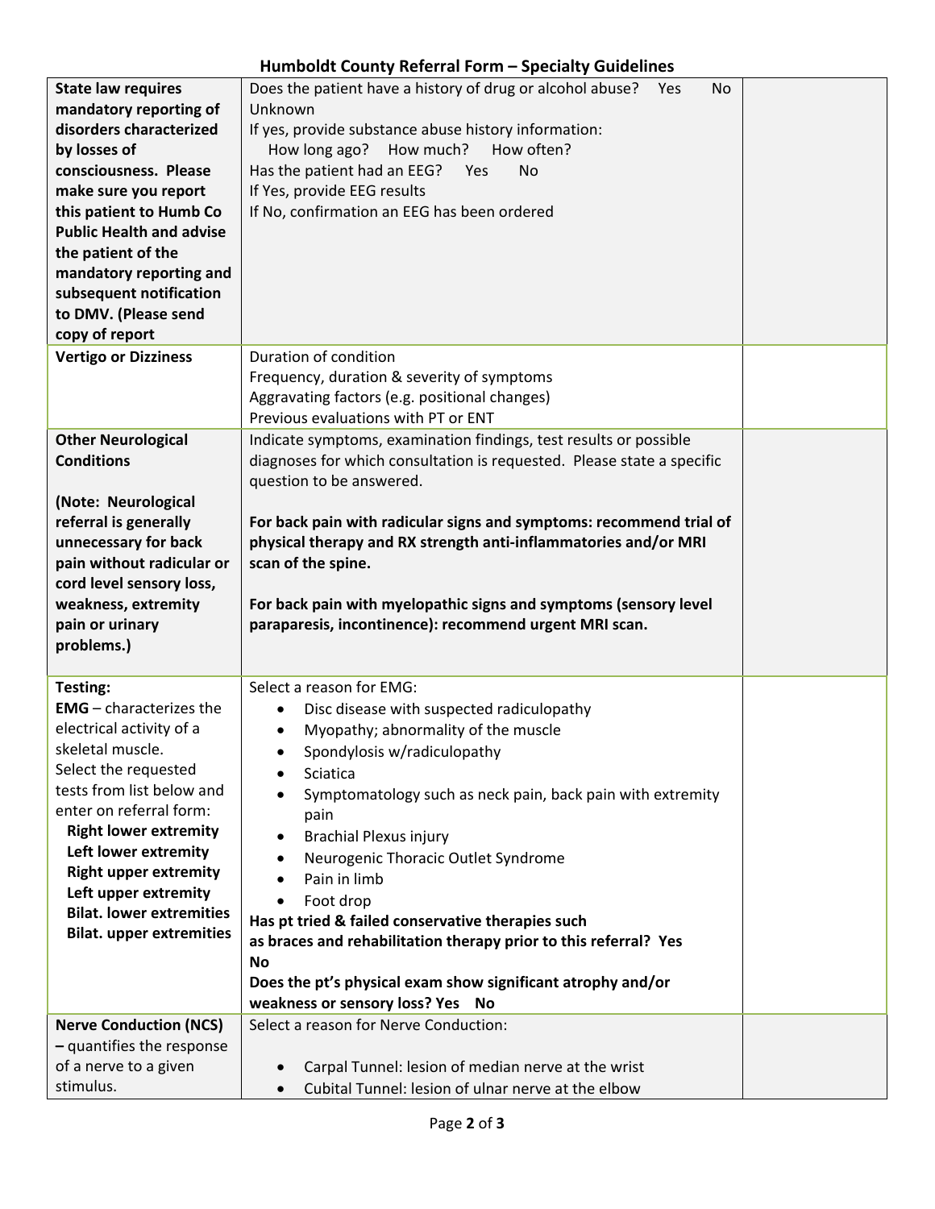# Humboldt County Referral Form – Specialty Guidelines

| | | |
|---|---|---|
| **State law requires mandatory reporting of disorders characterized by losses of consciousness. Please make sure you report this patient to Humb Co Public Health and advise the patient of the mandatory reporting and subsequent notification to DMV. (Please send copy of report** | Does the patient have a history of drug or alcohol abuse? Yes No Unknown<br>If yes, provide substance abuse history information:<br>How long ago? How much? How often?<br>Has the patient had an EEG? Yes No<br>If Yes, provide EEG results<br>If No, confirmation an EEG has been ordered | |
| **Vertigo or Dizziness** | Duration of condition<br>Frequency, duration & severity of symptoms<br>Aggravating factors (e.g. positional changes)<br>Previous evaluations with PT or ENT | |
| **Other Neurological Conditions**<br><br>**(Note: Neurological referral is generally unnecessary for back pain without radicular or cord level sensory loss, weakness, extremity pain or urinary problems.)** | Indicate symptoms, examination findings, test results or possible diagnoses for which consultation is requested. Please state a specific question to be answered.<br><br>**For back pain with radicular signs and symptoms: recommend trial of physical therapy and RX strength anti-inflammatories and/or MRI scan of the spine.**<br><br>**For back pain with myelopathic signs and symptoms (sensory level paraparesis, incontinence): recommend urgent MRI scan.** | |
| **Testing:**<br>**EMG** – characterizes the electrical activity of a skeletal muscle.<br>Select the requested tests from list below and enter on referral form:<br>**Right lower extremity**<br>**Left lower extremity**<br>**Right upper extremity**<br>**Left upper extremity**<br>**Bilat. lower extremities**<br>**Bilat. upper extremities** | Select a reason for EMG:<br>• Disc disease with suspected radiculopathy<br>• Myopathy; abnormality of the muscle<br>• Spondylosis w/radiculopathy<br>• Sciatica<br>• Symptomatology such as neck pain, back pain with extremity pain<br>• Brachial Plexus injury<br>• Neurogenic Thoracic Outlet Syndrome<br>• Pain in limb<br>• Foot drop<br>**Has pt tried & failed conservative therapies such as braces and rehabilitation therapy prior to this referral? Yes No**<br>**Does the pt's physical exam show significant atrophy and/or weakness or sensory loss? Yes No** | |
| **Nerve Conduction (NCS) –** quantifies the response of a nerve to a given stimulus. | Select a reason for Nerve Conduction:<br><br>• Carpal Tunnel: lesion of median nerve at the wrist<br>• Cubital Tunnel: lesion of ulnar nerve at the elbow | |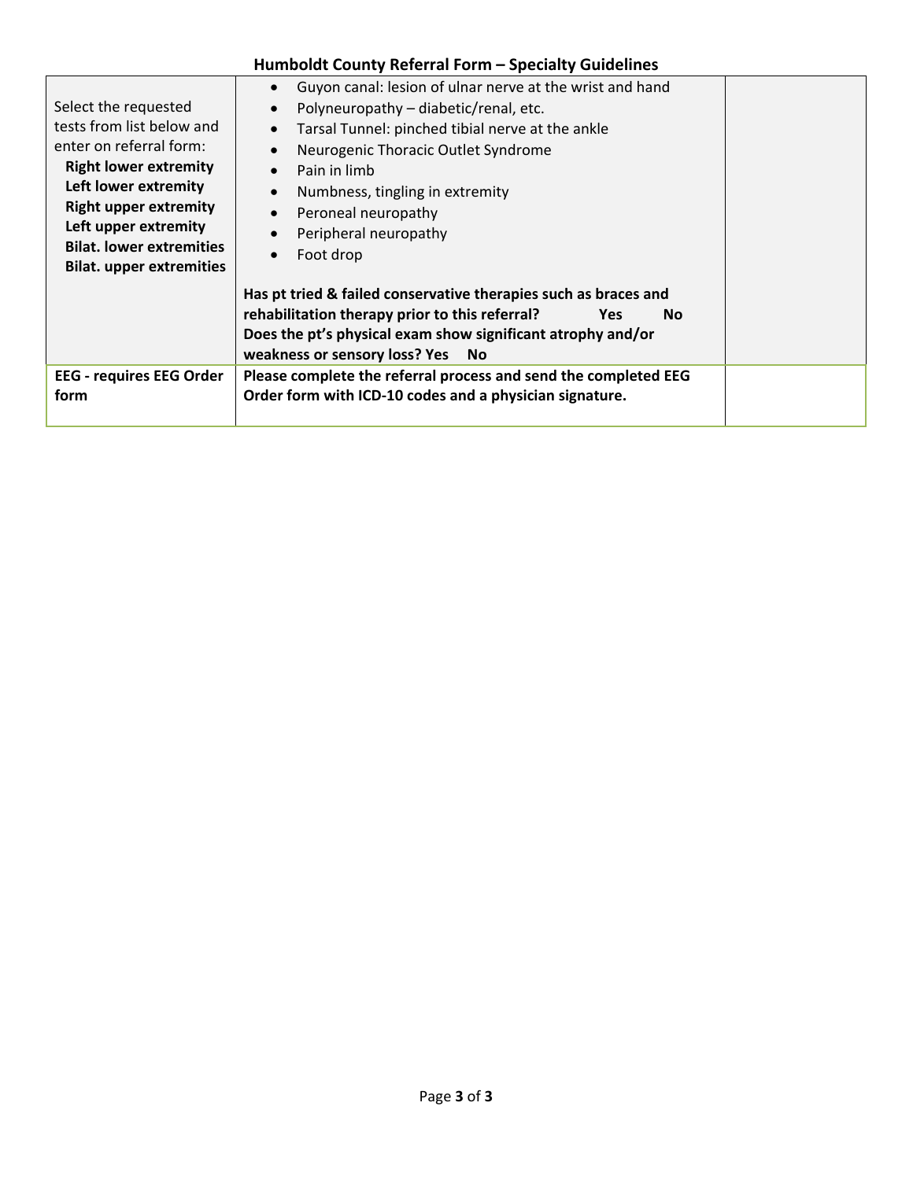## Humboldt County Referral Form – Specialty Guidelines

| | | |
|---|---|---|
| Select the requested tests from list below and enter on referral form:<br>**Right lower extremity**<br>**Left lower extremity**<br>**Right upper extremity**<br>**Left upper extremity**<br>**Bilat. lower extremities**<br>**Bilat. upper extremities** | • Guyon canal: lesion of ulnar nerve at the wrist and hand<br>• Polyneuropathy – diabetic/renal, etc.<br>• Tarsal Tunnel: pinched tibial nerve at the ankle<br>• Neurogenic Thoracic Outlet Syndrome<br>• Pain in limb<br>• Numbness, tingling in extremity<br>• Peroneal neuropathy<br>• Peripheral neuropathy<br>• Foot drop<br><br>**Has pt tried & failed conservative therapies such as braces and rehabilitation therapy prior to this referral? Yes No**<br>**Does the pt's physical exam show significant atrophy and/or weakness or sensory loss? Yes No** | |
| **EEG - requires EEG Order form** | **Please complete the referral process and send the completed EEG Order form with ICD-10 codes and a physician signature.** | |